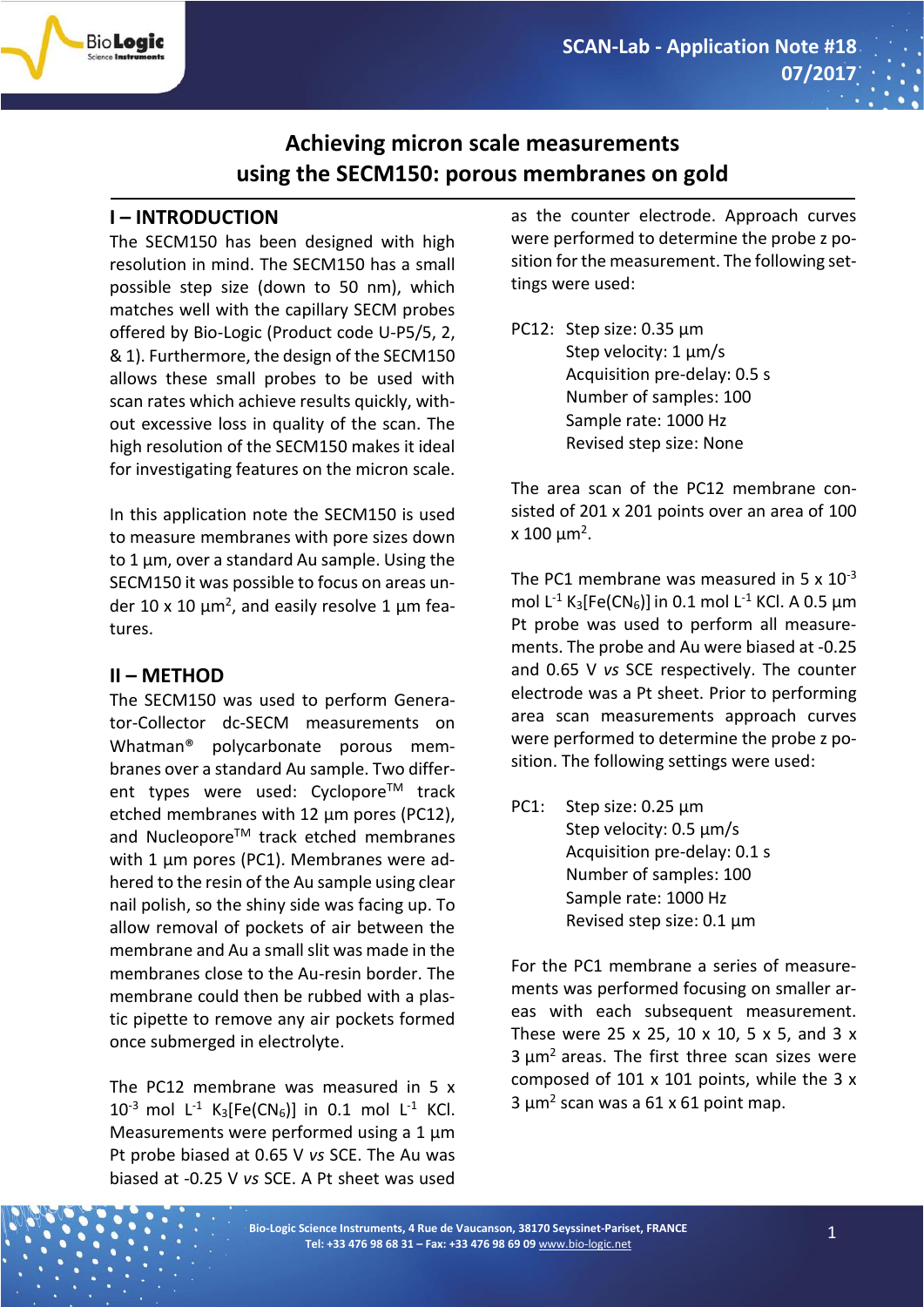# Achieving micron scale measurements using the SECM150: porous membranes on gold

## I – INTRODUCTION

The SECM150 has been designed with high resolution in mind. The SECM150 has a small possible step size (down to 50 nm), which matches well with the capillary SECM probes offered by Bio-Logic (Product code U-P5/5, 2, & 1). Furthermore, the design of the SECM150 allows these small probes to be used with scan rates which achieve results quickly, without excessive loss in quality of the scan. The high resolution of the SECM150 makes it ideal for investigating features on the micron scale.

In this application note the SECM150 is used to measure membranes with pore sizes down to 1 µm, over a standard Au sample. Using the SECM150 it was possible to focus on areas under 10 x 10 µm$^2$, and easily resolve 1 µm features.

## II – METHOD

The SECM150 was used to perform Generator-Collector dc-SECM measurements on Whatman® polycarbonate porous membranes over a standard Au sample. Two different types were used: Cyclopore™ track etched membranes with 12 µm pores (PC12), and Nuclepore™ track etched membranes with 1 µm pores (PC1). Membranes were adhered to the resin of the Au sample using clear nail polish, so the shiny side was facing up. To allow removal of pockets of air between the membrane and Au a small slit was made in the membranes close to the Au-resin border. The membrane could then be rubbed with a plastic pipette to remove any air pockets formed once submerged in electrolyte.

The PC12 membrane was measured in 5 x $10^{-3}$ mol L$^{-1}$ $K_3[Fe(CN_6)]$ in 0.1 mol L$^{-1}$ KCl. Measurements were performed using a 1 µm Pt probe biased at 0.65 V *vs* SCE. The Au was biased at -0.25 V *vs* SCE. A Pt sheet was used as the counter electrode. Approach curves were performed to determine the probe z position for the measurement. The following settings were used:

PC12:
- Step size: 0.35 µm
- Step velocity: 1 µm/s
- Acquisition pre-delay: 0.5 s
- Number of samples: 100
- Sample rate: 1000 Hz
- Revised step size: None

The area scan of the PC12 membrane consisted of 201 x 201 points over an area of 100 x 100 µm$^2$.

The PC1 membrane was measured in 5 x $10^{-3}$ mol L$^{-1}$ $K_3[Fe(CN_6)]$ in 0.1 mol L$^{-1}$ KCl. A 0.5 µm Pt probe was used to perform all measurements. The probe and Au were biased at -0.25 and 0.65 V *vs* SCE respectively. The counter electrode was a Pt sheet. Prior to performing area scan measurements approach curves were performed to determine the probe z position. The following settings were used:

PC1:
- Step size: 0.25 µm
- Step velocity: 0.5 µm/s
- Acquisition pre-delay: 0.1 s
- Number of samples: 100
- Sample rate: 1000 Hz
- Revised step size: 0.1 µm

For the PC1 membrane a series of measurements was performed focusing on smaller areas with each subsequent measurement. These were 25 x 25, 10 x 10, 5 x 5, and 3 x 3 µm$^2$ areas. The first three scan sizes were composed of 101 x 101 points, while the 3 x 3 µm$^2$ scan was a 61 x 61 point map.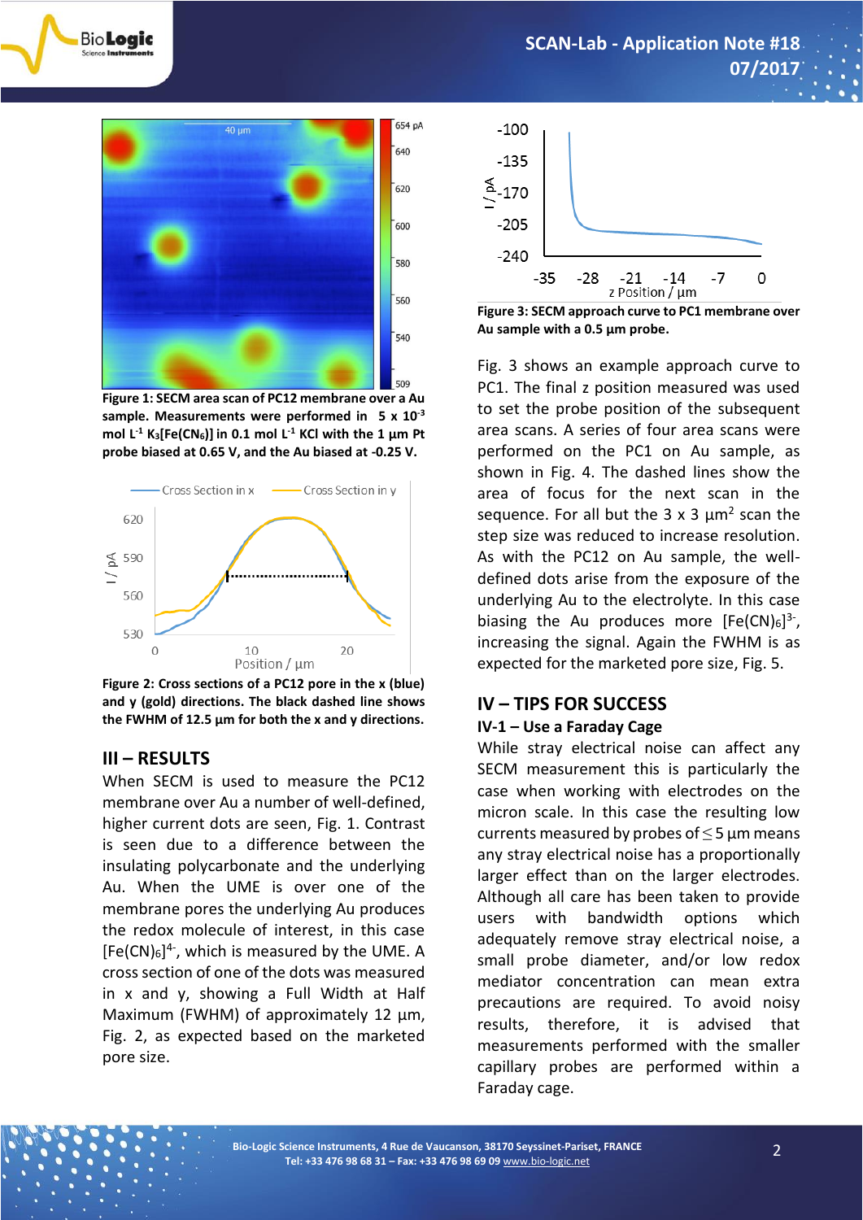Figure 1: SECM area scan of PC12 membrane over a Au sample. Measurements were performed in 5 x $10^{-3}$ mol $L^{-1}$ $K_3[Fe(CN_6)]$ in 0.1 mol $L^{-1}$ KCl with the 1 µm Pt probe biased at 0.65 V, and the Au biased at -0.25 V.

Figure 2: Cross sections of a PC12 pore in the x (blue) and y (gold) directions. The black dashed line shows the FWHM of 12.5 µm for both the x and y directions.

## III – RESULTS

When SECM is used to measure the PC12 membrane over Au a number of well-defined, higher current dots are seen, Fig. 1. Contrast is seen due to a difference between the insulating polycarbonate and the underlying Au. When the UME is over one of the membrane pores the underlying Au produces the redox molecule of interest, in this case $[Fe(CN)_6]^{4-}$, which is measured by the UME. A cross section of one of the dots was measured in x and y, showing a Full Width at Half Maximum (FWHM) of approximately 12 µm, Fig. 2, as expected based on the marketed pore size.

Figure 3: SECM approach curve to PC1 membrane over Au sample with a 0.5 µm probe.

Fig. 3 shows an example approach curve to PC1. The final z position measured was used to set the probe position of the subsequent area scans. A series of four area scans were performed on the PC1 on Au sample, as shown in Fig. 4. The dashed lines show the area of focus for the next scan in the sequence. For all but the 3 x 3 µm$^2$ scan the step size was reduced to increase resolution. As with the PC12 on Au sample, the well-defined dots arise from the exposure of the underlying Au to the electrolyte. In this case biasing the Au produces more $[Fe(CN)_6]^{3-}$, increasing the signal. Again the FWHM is as expected for the marketed pore size, Fig. 5.

## IV – TIPS FOR SUCCESS

### IV-1 – Use a Faraday Cage

While stray electrical noise can affect any SECM measurement this is particularly the case when working with electrodes on the micron scale. In this case the resulting low currents measured by probes of ≤ 5 µm means any stray electrical noise has a proportionally larger effect than on the larger electrodes. Although all care has been taken to provide users with bandwidth options which adequately remove stray electrical noise, a small probe diameter, and/or low redox mediator concentration can mean extra precautions are required. To avoid noisy results, therefore, it is advised that measurements performed with the smaller capillary probes are performed within a Faraday cage.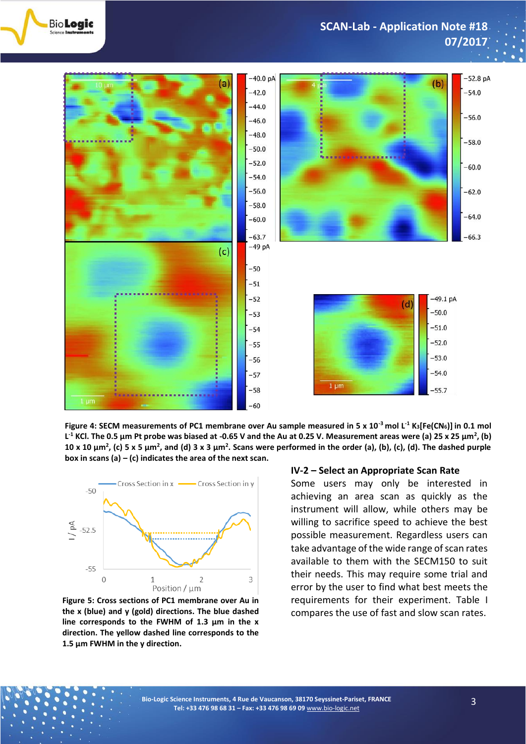**Figure 4: SECM measurements of PC1 membrane over Au sample measured in 5 x $10^{-3}$ mol $L^{-1}$ $K_3[Fe(CN_6)]$ in 0.1 mol $L^{-1}$ KCl. The 0.5 µm Pt probe was biased at -0.65 V and the Au at 0.25 V. Measurement areas were (a) 25 x 25 µm², (b) 10 x 10 µm², (c) 5 x 5 µm², and (d) 3 x 3 µm². Scans were performed in the order (a), (b), (c), (d). The dashed purple box in scans (a) – (c) indicates the area of the next scan.**

**Figure 5: Cross sections of PC1 membrane over Au in the x (blue) and y (gold) directions. The blue dashed line corresponds to the FWHM of 1.3 µm in the x direction. The yellow dashed line corresponds to the 1.5 µm FWHM in the y direction.**

## IV-2 – Select an Appropriate Scan Rate

Some users may only be interested in achieving an area scan as quickly as the instrument will allow, while others may be willing to sacrifice speed to achieve the best possible measurement. Regardless users can take advantage of the wide range of scan rates available to them with the SECM150 to suit their needs. This may require some trial and error by the user to find what best meets the requirements for their experiment. Table I compares the use of fast and slow scan rates.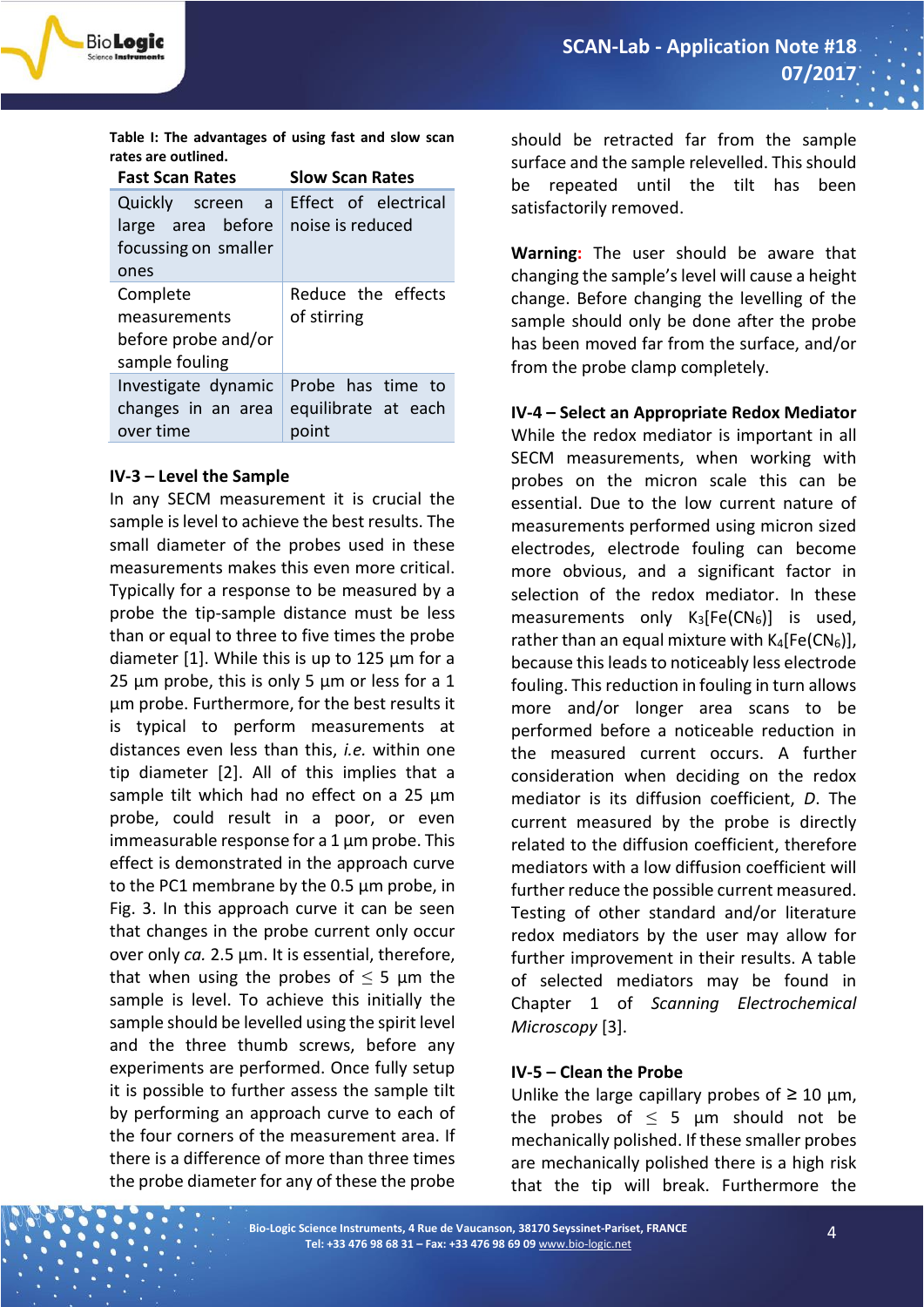**Table I: The advantages of using fast and slow scan rates are outlined.**

| Fast Scan Rates | Slow Scan Rates |
|---|---|
| Quickly screen a large area before focussing on smaller ones | Effect of electrical noise is reduced |
| Complete measurements before probe and/or sample fouling | Reduce the effects of stirring |
| Investigate dynamic changes in an area over time | Probe has time to equilibrate at each point |

### IV-3 – Level the Sample

In any SECM measurement it is crucial the sample is level to achieve the best results. The small diameter of the probes used in these measurements makes this even more critical. Typically for a response to be measured by a probe the tip-sample distance must be less than or equal to three to five times the probe diameter [1]. While this is up to 125 µm for a 25 µm probe, this is only 5 µm or less for a 1 µm probe. Furthermore, for the best results it is typical to perform measurements at distances even less than this, *i.e.* within one tip diameter [2]. All of this implies that a sample tilt which had no effect on a 25 µm probe, could result in a poor, or even immeasurable response for a 1 µm probe. This effect is demonstrated in the approach curve to the PC1 membrane by the 0.5 µm probe, in Fig. 3. In this approach curve it can be seen that changes in the probe current only occur over only *ca.* 2.5 µm. It is essential, therefore, that when using the probes of $\leq$ 5 µm the sample is level. To achieve this initially the sample should be levelled using the spirit level and the three thumb screws, before any experiments are performed. Once fully setup it is possible to further assess the sample tilt by performing an approach curve to each of the four corners of the measurement area. If there is a difference of more than three times the probe diameter for any of these the probe should be retracted far from the sample surface and the sample relevelled. This should be repeated until the tilt has been satisfactorily removed.

**Warning:** The user should be aware that changing the sample's level will cause a height change. Before changing the levelling of the sample should only be done after the probe has been moved far from the surface, and/or from the probe clamp completely.

### IV-4 – Select an Appropriate Redox Mediator

While the redox mediator is important in all SECM measurements, when working with probes on the micron scale this can be essential. Due to the low current nature of measurements performed using micron sized electrodes, electrode fouling can become more obvious, and a significant factor in selection of the redox mediator. In these measurements only $K_3[Fe(CN_6)]$ is used, rather than an equal mixture with $K_4[Fe(CN_6)]$, because this leads to noticeably less electrode fouling. This reduction in fouling in turn allows more and/or longer area scans to be performed before a noticeable reduction in the measured current occurs. A further consideration when deciding on the redox mediator is its diffusion coefficient, *D*. The current measured by the probe is directly related to the diffusion coefficient, therefore mediators with a low diffusion coefficient will further reduce the possible current measured. Testing of other standard and/or literature redox mediators by the user may allow for further improvement in their results. A table of selected mediators may be found in Chapter 1 of *Scanning Electrochemical Microscopy* [3].

### IV-5 – Clean the Probe

Unlike the large capillary probes of ≥ 10 µm, the probes of $\leq$ 5 µm should not be mechanically polished. If these smaller probes are mechanically polished there is a high risk that the tip will break. Furthermore the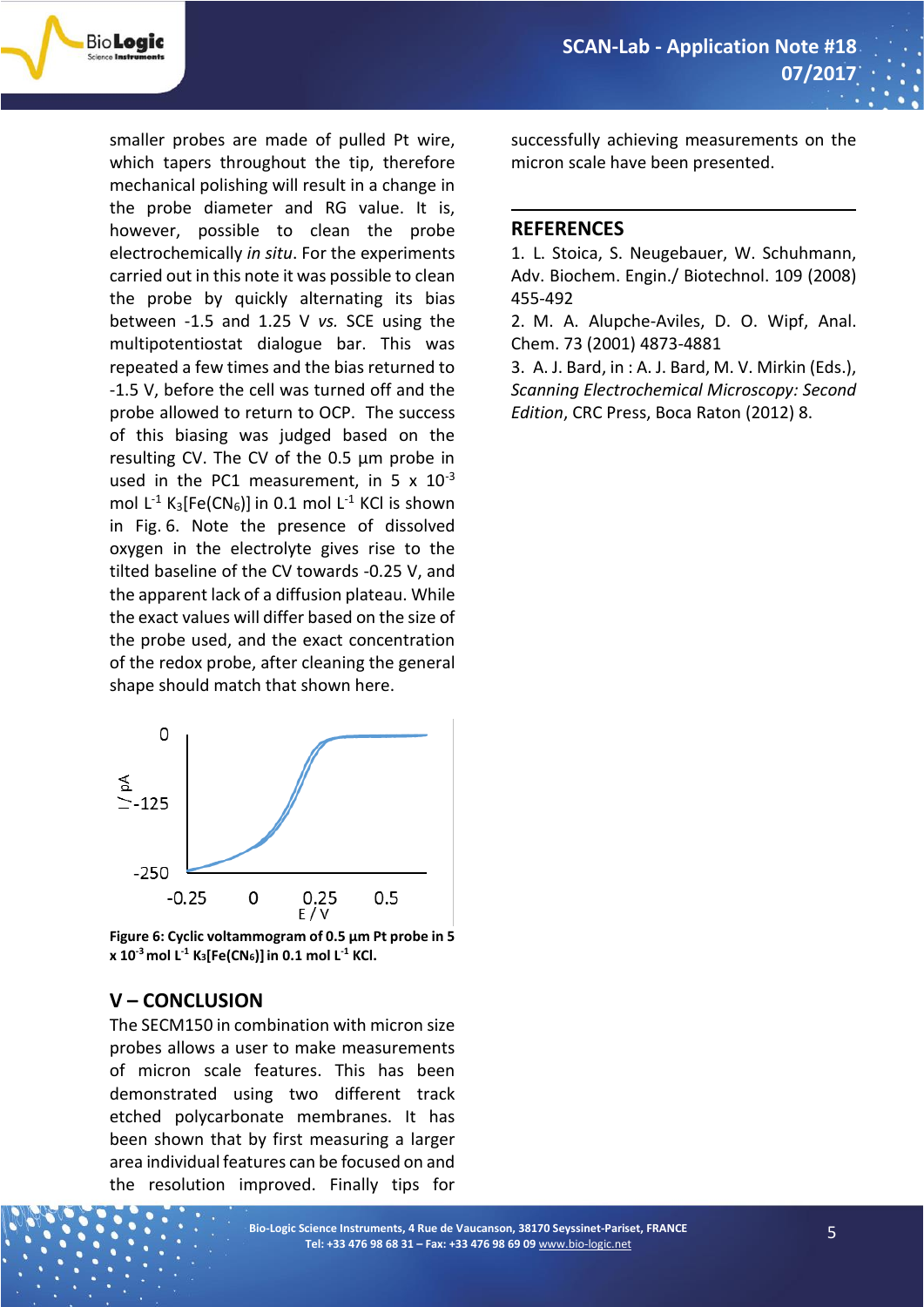smaller probes are made of pulled Pt wire, which tapers throughout the tip, therefore mechanical polishing will result in a change in the probe diameter and RG value. It is, however, possible to clean the probe electrochemically *in situ*. For the experiments carried out in this note it was possible to clean the probe by quickly alternating its bias between -1.5 and 1.25 V *vs.* SCE using the multipotentiostat dialogue bar. This was repeated a few times and the bias returned to -1.5 V, before the cell was turned off and the probe allowed to return to OCP. The success of this biasing was judged based on the resulting CV. The CV of the 0.5 µm probe in used in the PC1 measurement, in 5 x $10^{-3}$ mol $L^{-1}$ $K_3[Fe(CN_6)]$ in 0.1 mol $L^{-1}$ KCl is shown in Fig. 6. Note the presence of dissolved oxygen in the electrolyte gives rise to the tilted baseline of the CV towards -0.25 V, and the apparent lack of a diffusion plateau. While the exact values will differ based on the size of the probe used, and the exact concentration of the redox probe, after cleaning the general shape should match that shown here.

0
-125
-250
I / pA
-0.25
0
0.25
0.5
E / V

**Figure 6: Cyclic voltammogram of 0.5 µm Pt probe in 5 x $10^{-3}$ mol $L^{-1}$ $K_3[Fe(CN_6)]$ in 0.1 mol $L^{-1}$ KCl.**

## V – CONCLUSION

The SECM150 in combination with micron size probes allows a user to make measurements of micron scale features. This has been demonstrated using two different track etched polycarbonate membranes. It has been shown that by first measuring a larger area individual features can be focused on and the resolution improved. Finally tips for successfully achieving measurements on the micron scale have been presented.

## REFERENCES

1. L. Stoica, S. Neugebauer, W. Schuhmann, Adv. Biochem. Engin./ Biotechnol. 109 (2008) 455-492
2. M. A. Alupche-Aviles, D. O. Wipf, Anal. Chem. 73 (2001) 4873-4881
3. A. J. Bard, in : A. J. Bard, M. V. Mirkin (Eds.), *Scanning Electrochemical Microscopy: Second Edition*, CRC Press, Boca Raton (2012) 8.